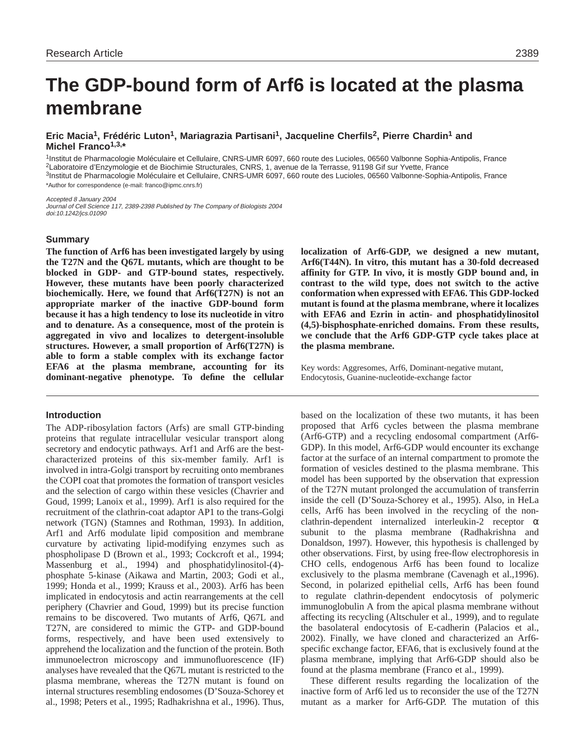# The GDP-bound form of Arf6 is located at the plasma membrane

**Eric Macia[1], Frédéric Luton[1], Mariagrazia Partisani[1], Jacqueline Cherfils[2], Pierre Chardin[1] and Michel Franco[1,3,*]**

[1]Institut de Pharmacologie Moléculaire et Cellulaire, CNRS-UMR 6097, 660 route des Lucioles, 06560 Valbonne Sophia-Antipolis, France
[2]Laboratoire d'Enzymologie et de Biochimie Structurales, CNRS, 1, avenue de la Terrasse, 91198 Gif sur Yvette, France
[3]Institut de Pharmacologie Moléculaire et Cellulaire, CNRS-UMR 6097, 660 route des Lucioles, 06560 Valbonne-Sophia-Antipolis, France
*Author for correspondence (e-mail: franco@ipmc.cnrs.fr)

*Accepted 8 January 2004*
*Journal of Cell Science 117, 2389-2398 Published by The Company of Biologists 2004*
*doi:10.1242/jcs.01090*

## Summary

**The function of Arf6 has been investigated largely by using the T27N and the Q67L mutants, which are thought to be blocked in GDP- and GTP-bound states, respectively. However, these mutants have been poorly characterized biochemically. Here, we found that Arf6(T27N) is not an appropriate marker of the inactive GDP-bound form because it has a high tendency to lose its nucleotide in vitro and to denature. As a consequence, most of the protein is aggregated in vivo and localizes to detergent-insoluble structures. However, a small proportion of Arf6(T27N) is able to form a stable complex with its exchange factor EFA6 at the plasma membrane, accounting for its dominant-negative phenotype. To define the cellular localization of Arf6-GDP, we designed a new mutant, Arf6(T44N). In vitro, this mutant has a 30-fold decreased affinity for GTP. In vivo, it is mostly GDP bound and, in contrast to the wild type, does not switch to the active conformation when expressed with EFA6. This GDP-locked mutant is found at the plasma membrane, where it localizes with EFA6 and Ezrin in actin- and phosphatidylinositol (4,5)-bisphosphate-enriched domains. From these results, we conclude that the Arf6 GDP-GTP cycle takes place at the plasma membrane.**

Key words: Aggresomes, Arf6, Dominant-negative mutant, Endocytosis, Guanine-nucleotide-exchange factor

## Introduction

The ADP-ribosylation factors (Arfs) are small GTP-binding proteins that regulate intracellular vesicular transport along secretory and endocytic pathways. Arf1 and Arf6 are the best-characterized proteins of this six-member family. Arf1 is involved in intra-Golgi transport by recruiting onto membranes the COPI coat that promotes the formation of transport vesicles and the selection of cargo within these vesicles (Chavrier and Goud, 1999; Lanoix et al., 1999). Arf1 is also required for the recruitment of the clathrin-coat adaptor AP1 to the trans-Golgi network (TGN) (Stamnes and Rothman, 1993). In addition, Arf1 and Arf6 modulate lipid composition and membrane curvature by activating lipid-modifying enzymes such as phospholipase D (Brown et al., 1993; Cockcroft et al., 1994; Massenburg et al., 1994) and phosphatidylinositol-(4)-phosphate 5-kinase (Aikawa and Martin, 2003; Godi et al., 1999; Honda et al., 1999; Krauss et al., 2003). Arf6 has been implicated in endocytosis and actin rearrangements at the cell periphery (Chavrier and Goud, 1999) but its precise function remains to be discovered. Two mutants of Arf6, Q67L and T27N, are considered to mimic the GTP- and GDP-bound forms, respectively, and have been used extensively to apprehend the localization and the function of the protein. Both immunoelectron microscopy and immunofluorescence (IF) analyses have revealed that the Q67L mutant is restricted to the plasma membrane, whereas the T27N mutant is found on internal structures resembling endosomes (D'Souza-Schorey et al., 1998; Peters et al., 1995; Radhakrishna et al., 1996). Thus, based on the localization of these two mutants, it has been proposed that Arf6 cycles between the plasma membrane (Arf6-GTP) and a recycling endosomal compartment (Arf6-GDP). In this model, Arf6-GDP would encounter its exchange factor at the surface of an internal compartment to promote the formation of vesicles destined to the plasma membrane. This model has been supported by the observation that expression of the T27N mutant prolonged the accumulation of transferrin inside the cell (D'Souza-Schorey et al., 1995). Also, in HeLa cells, Arf6 has been involved in the recycling of the non-clathrin-dependent internalized interleukin-2 receptor α subunit to the plasma membrane (Radhakrishna and Donaldson, 1997). However, this hypothesis is challenged by other observations. First, by using free-flow electrophoresis in CHO cells, endogenous Arf6 has been found to localize exclusively to the plasma membrane (Cavenagh et al.,1996). Second, in polarized epithelial cells, Arf6 has been found to regulate clathrin-dependent endocytosis of polymeric immunoglobulin A from the apical plasma membrane without affecting its recycling (Altschuler et al., 1999), and to regulate the basolateral endocytosis of E-cadherin (Palacios et al., 2002). Finally, we have cloned and characterized an Arf6-specific exchange factor, EFA6, that is exclusively found at the plasma membrane, implying that Arf6-GDP should also be found at the plasma membrane (Franco et al., 1999).

These different results regarding the localization of the inactive form of Arf6 led us to reconsider the use of the T27N mutant as a marker for Arf6-GDP. The mutation of this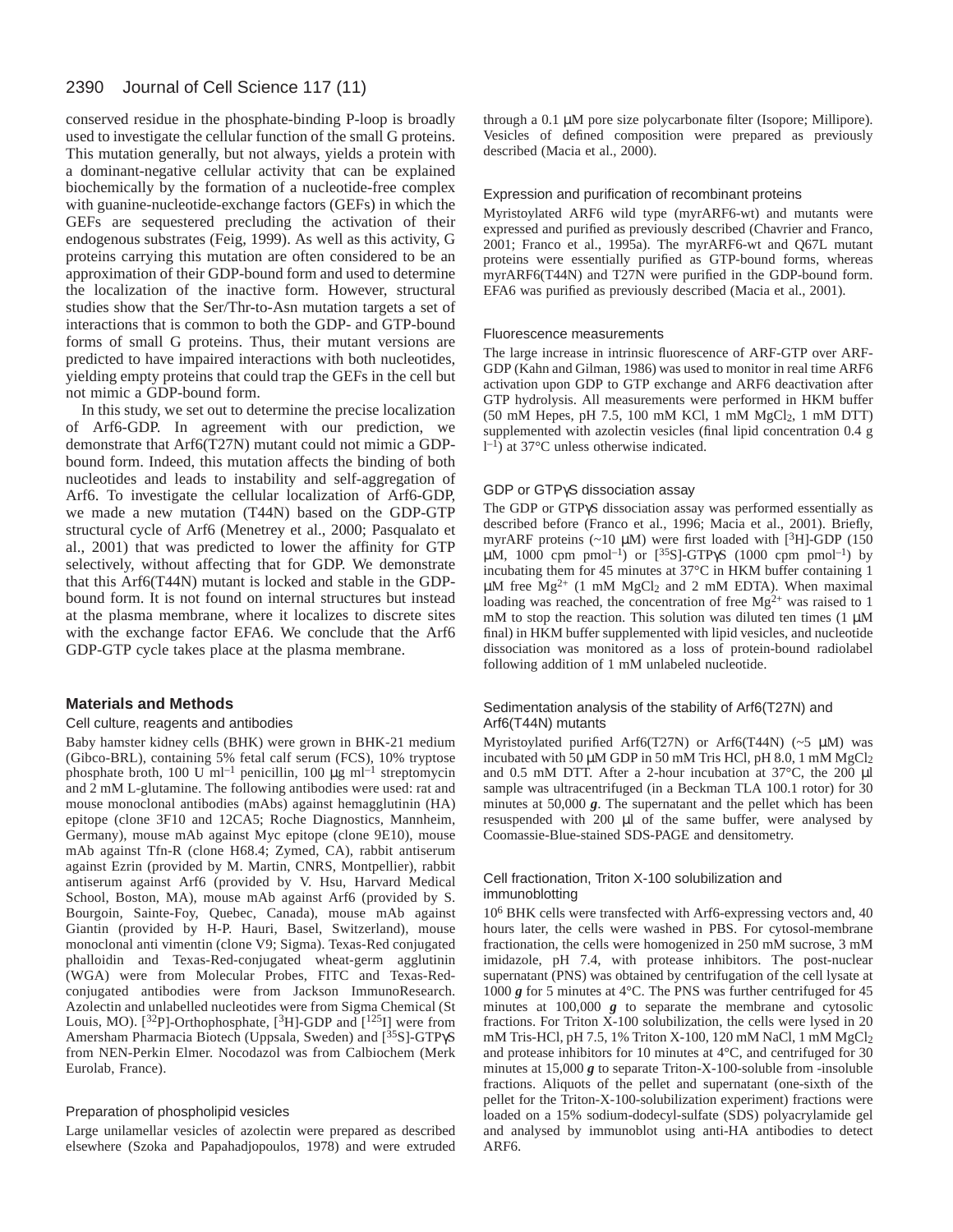conserved residue in the phosphate-binding P-loop is broadly used to investigate the cellular function of the small G proteins. This mutation generally, but not always, yields a protein with a dominant-negative cellular activity that can be explained biochemically by the formation of a nucleotide-free complex with guanine-nucleotide-exchange factors (GEFs) in which the GEFs are sequestered precluding the activation of their endogenous substrates (Feig, 1999). As well as this activity, G proteins carrying this mutation are often considered to be an approximation of their GDP-bound form and used to determine the localization of the inactive form. However, structural studies show that the Ser/Thr-to-Asn mutation targets a set of interactions that is common to both the GDP- and GTP-bound forms of small G proteins. Thus, their mutant versions are predicted to have impaired interactions with both nucleotides, yielding empty proteins that could trap the GEFs in the cell but not mimic a GDP-bound form.

In this study, we set out to determine the precise localization of Arf6-GDP. In agreement with our prediction, we demonstrate that Arf6(T27N) mutant could not mimic a GDP-bound form. Indeed, this mutation affects the binding of both nucleotides and leads to instability and self-aggregation of Arf6. To investigate the cellular localization of Arf6-GDP, we made a new mutation (T44N) based on the GDP-GTP structural cycle of Arf6 (Menetrey et al., 2000; Pasqualato et al., 2001) that was predicted to lower the affinity for GTP selectively, without affecting that for GDP. We demonstrate that this Arf6(T44N) mutant is locked and stable in the GDP-bound form. It is not found on internal structures but instead at the plasma membrane, where it localizes to discrete sites with the exchange factor EFA6. We conclude that the Arf6 GDP-GTP cycle takes place at the plasma membrane.

## Materials and Methods

### Cell culture, reagents and antibodies

Baby hamster kidney cells (BHK) were grown in BHK-21 medium (Gibco-BRL), containing 5% fetal calf serum (FCS), 10% tryptose phosphate broth, 100 U $ml^{-1}$ penicillin, 100 μg $ml^{-1}$ streptomycin and 2 mM L-glutamine. The following antibodies were used: rat and mouse monoclonal antibodies (mAbs) against hemagglutinin (HA) epitope (clone 3F10 and 12CA5; Roche Diagnostics, Mannheim, Germany), mouse mAb against Myc epitope (clone 9E10), mouse mAb against Tfn-R (clone H68.4; Zymed, CA), rabbit antiserum against Ezrin (provided by M. Martin, CNRS, Montpellier), rabbit antiserum against Arf6 (provided by V. Hsu, Harvard Medical School, Boston, MA), mouse mAb against Arf6 (provided by S. Bourgoin, Sainte-Foy, Quebec, Canada), mouse mAb against Giantin (provided by H-P. Hauri, Basel, Switzerland), mouse monoclonal anti vimentin (clone V9; Sigma). Texas-Red conjugated phalloidin and Texas-Red-conjugated wheat-germ agglutinin (WGA) were from Molecular Probes, FITC and Texas-Red-conjugated antibodies were from Jackson ImmunoResearch. Azolectin and unlabelled nucleotides were from Sigma Chemical (St Louis, MO). $[^{32}P]$-Orthophosphate, $[^{3}H]$-GDP and $[^{125}I]$ were from Amersham Pharmacia Biotech (Uppsala, Sweden) and $[^{35}S]$-GTPγS from NEN-Perkin Elmer. Nocodazol was from Calbiochem (Merk Eurolab, France).

### Preparation of phospholipid vesicles

Large unilamellar vesicles of azolectin were prepared as described elsewhere (Szoka and Papahadjopoulos, 1978) and were extruded through a 0.1 μM pore size polycarbonate filter (Isopore; Millipore). Vesicles of defined composition were prepared as previously described (Macia et al., 2000).

### Expression and purification of recombinant proteins

Myristoylated ARF6 wild type (myrARF6-wt) and mutants were expressed and purified as previously described (Chavrier and Franco, 2001; Franco et al., 1995a). The myrARF6-wt and Q67L mutant proteins were essentially purified as GTP-bound forms, whereas myrARF6(T44N) and T27N were purified in the GDP-bound form. EFA6 was purified as previously described (Macia et al., 2001).

### Fluorescence measurements

The large increase in intrinsic fluorescence of ARF-GTP over ARF-GDP (Kahn and Gilman, 1986) was used to monitor in real time ARF6 activation upon GDP to GTP exchange and ARF6 deactivation after GTP hydrolysis. All measurements were performed in HKM buffer (50 mM Hepes, pH 7.5, 100 mM KCl, 1 mM $MgCl_2$, 1 mM DTT) supplemented with azolectin vesicles (final lipid concentration 0.4 g $l^{-1}$) at 37°C unless otherwise indicated.

### GDP or GTPγS dissociation assay

The GDP or GTPγS dissociation assay was performed essentially as described before (Franco et al., 1996; Macia et al., 2001). Briefly, myrARF proteins (~10 μM) were first loaded with $[^{3}H]$-GDP (150 μM, 1000 cpm $pmol^{-1}$) or $[^{35}S]$-GTPγS (1000 cpm $pmol^{-1}$) by incubating them for 45 minutes at 37°C in HKM buffer containing 1 μM free $Mg^{2+}$ (1 mM $MgCl_2$ and 2 mM EDTA). When maximal loading was reached, the concentration of free $Mg^{2+}$ was raised to 1 mM to stop the reaction. This solution was diluted ten times (1 μM final) in HKM buffer supplemented with lipid vesicles, and nucleotide dissociation was monitored as a loss of protein-bound radiolabel following addition of 1 mM unlabeled nucleotide.

### Sedimentation analysis of the stability of Arf6(T27N) and Arf6(T44N) mutants

Myristoylated purified Arf6(T27N) or Arf6(T44N) (~5 μM) was incubated with 50 μM GDP in 50 mM Tris HCl, pH 8.0, 1 mM $MgCl_2$ and 0.5 mM DTT. After a 2-hour incubation at 37°C, the 200 μl sample was ultracentrifuged (in a Beckman TLA 100.1 rotor) for 30 minutes at 50,000 ***g***. The supernatant and the pellet which has been resuspended with 200 μl of the same buffer, were analysed by Coomassie-Blue-stained SDS-PAGE and densitometry.

### Cell fractionation, Triton X-100 solubilization and immunoblotting

$10^6$ BHK cells were transfected with Arf6-expressing vectors and, 40 hours later, the cells were washed in PBS. For cytosol-membrane fractionation, the cells were homogenized in 250 mM sucrose, 3 mM imidazole, pH 7.4, with protease inhibitors. The post-nuclear supernatant (PNS) was obtained by centrifugation of the cell lysate at 1000 ***g*** for 5 minutes at 4°C. The PNS was further centrifuged for 45 minutes at 100,000 ***g*** to separate the membrane and cytosolic fractions. For Triton X-100 solubilization, the cells were lysed in 20 mM Tris-HCl, pH 7.5, 1% Triton X-100, 120 mM NaCl, 1 mM $MgCl_2$ and protease inhibitors for 10 minutes at 4°C, and centrifuged for 30 minutes at 15,000 ***g*** to separate Triton-X-100-soluble from -insoluble fractions. Aliquots of the pellet and supernatant (one-sixth of the pellet for the Triton-X-100-solubilization experiment) fractions were loaded on a 15% sodium-dodecyl-sulfate (SDS) polyacrylamide gel and analysed by immunoblot using anti-HA antibodies to detect ARF6.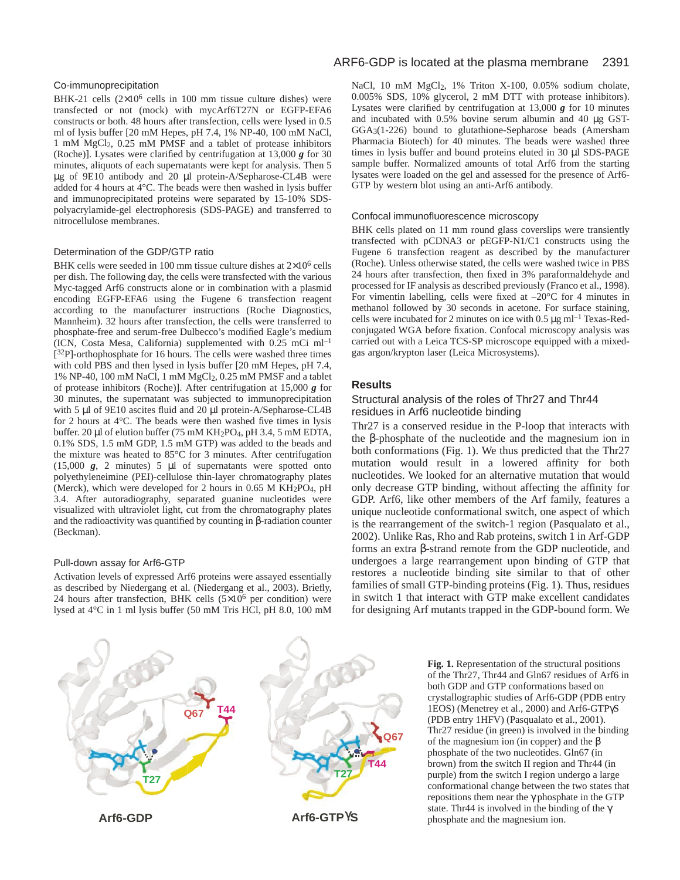### Co-immunoprecipitation

BHK-21 cells ($2\times10^6$ cells in 100 mm tissue culture dishes) were transfected or not (mock) with mycArf6T27N or EGFP-EFA6 constructs or both. 48 hours after transfection, cells were lysed in 0.5 ml of lysis buffer [20 mM Hepes, pH 7.4, 1% NP-40, 100 mM NaCl, 1 mM $MgCl_2$, 0.25 mM PMSF and a tablet of protease inhibitors (Roche)]. Lysates were clarified by centrifugation at 13,000 ***g*** for 30 minutes, aliquots of each supernatants were kept for analysis. Then 5 μg of 9E10 antibody and 20 μl protein-A/Sepharose-CL4B were added for 4 hours at 4°C. The beads were then washed in lysis buffer and immunoprecipitated proteins were separated by 15-10% SDS-polyacrylamide-gel electrophoresis (SDS-PAGE) and transferred to nitrocellulose membranes.

### Determination of the GDP/GTP ratio

BHK cells were seeded in 100 mm tissue culture dishes at $2\times10^6$ cells per dish. The following day, the cells were transfected with the various Myc-tagged Arf6 constructs alone or in combination with a plasmid encoding EGFP-EFA6 using the Fugene 6 transfection reagent according to the manufacturer instructions (Roche Diagnostics, Mannheim). 32 hours after transfection, the cells were transferred to phosphate-free and serum-free Dulbecco's modified Eagle's medium (ICN, Costa Mesa, California) supplemented with 0.25 mCi $ml^{-1}$ [$^{32}$P]-orthophosphate for 16 hours. The cells were washed three times with cold PBS and then lysed in lysis buffer [20 mM Hepes, pH 7.4, 1% NP-40, 100 mM NaCl, 1 mM $MgCl_2$, 0.25 mM PMSF and a tablet of protease inhibitors (Roche)]. After centrifugation at 15,000 ***g*** for 30 minutes, the supernatant was subjected to immunoprecipitation with 5 μl of 9E10 ascites fluid and 20 μl protein-A/Sepharose-CL4B for 2 hours at 4°C. The beads were then washed five times in lysis buffer. 20 μl of elution buffer (75 mM $KH_2PO_4$, pH 3.4, 5 mM EDTA, 0.1% SDS, 1.5 mM GDP, 1.5 mM GTP) was added to the beads and the mixture was heated to 85°C for 3 minutes. After centrifugation (15,000 ***g***, 2 minutes) 5 μl of supernatants were spotted onto polyethyleneimine (PEI)-cellulose thin-layer chromatography plates (Merck), which were developed for 2 hours in 0.65 M $KH_2PO_4$, pH 3.4. After autoradiography, separated guanine nucleotides were visualized with ultraviolet light, cut from the chromatography plates and the radioactivity was quantified by counting in β-radiation counter (Beckman).

### Pull-down assay for Arf6-GTP

Activation levels of expressed Arf6 proteins were assayed essentially as described by Niedergang et al. (Niedergang et al., 2003). Briefly, 24 hours after transfection, BHK cells ($5\times10^6$ per condition) were lysed at 4°C in 1 ml lysis buffer (50 mM Tris HCl, pH 8.0, 100 mM NaCl, 10 mM $MgCl_2$, 1% Triton X-100, 0.05% sodium cholate, 0.005% SDS, 10% glycerol, 2 mM DTT with protease inhibitors). Lysates were clarified by centrifugation at 13,000 ***g*** for 10 minutes and incubated with 0.5% bovine serum albumin and 40 μg GST-$GGA_3$(1-226) bound to glutathione-Sepharose beads (Amersham Pharmacia Biotech) for 40 minutes. The beads were washed three times in lysis buffer and bound proteins eluted in 30 μl SDS-PAGE sample buffer. Normalized amounts of total Arf6 from the starting lysates were loaded on the gel and assessed for the presence of Arf6-GTP by western blot using an anti-Arf6 antibody.

### Confocal immunofluorescence microscopy

BHK cells plated on 11 mm round glass coverslips were transiently transfected with pCDNA3 or pEGFP-N1/C1 constructs using the Fugene 6 transfection reagent as described by the manufacturer (Roche). Unless otherwise stated, the cells were washed twice in PBS 24 hours after transfection, then fixed in 3% paraformaldehyde and processed for IF analysis as described previously (Franco et al., 1998). For vimentin labelling, cells were fixed at –20°C for 4 minutes in methanol followed by 30 seconds in acetone. For surface staining, cells were incubated for 2 minutes on ice with 0.5 μg $ml^{-1}$ Texas-Red-conjugated WGA before fixation. Confocal microscopy analysis was carried out with a Leica TCS-SP microscope equipped with a mixed-gas argon/krypton laser (Leica Microsystems).

## Results

### Structural analysis of the roles of Thr27 and Thr44 residues in Arf6 nucleotide binding

Thr27 is a conserved residue in the P-loop that interacts with the β-phosphate of the nucleotide and the magnesium ion in both conformations (Fig. 1). We thus predicted that the Thr27 mutation would result in a lowered affinity for both nucleotides. We looked for an alternative mutation that would only decrease GTP binding, without affecting the affinity for GDP. Arf6, like other members of the Arf family, features a unique nucleotide conformational switch, one aspect of which is the rearrangement of the switch-1 region (Pasqualato et al., 2002). Unlike Ras, Rho and Rab proteins, switch 1 in Arf-GDP forms an extra β-strand remote from the GDP nucleotide, and undergoes a large rearrangement upon binding of GTP that restores a nucleotide binding site similar to that of other families of small GTP-binding proteins (Fig. 1). Thus, residues in switch 1 that interact with GTP make excellent candidates for designing Arf mutants trapped in the GDP-bound form. We

**Fig. 1.** Representation of the structural positions of the Thr27, Thr44 and Gln67 residues of Arf6 in both GDP and GTP conformations based on crystallographic studies of Arf6-GDP (PDB entry 1EOS) (Menetrey et al., 2000) and Arf6-GTPγS (PDB entry 1HFV) (Pasqualato et al., 2001). Thr27 residue (in green) is involved in the binding of the magnesium ion (in copper) and the β phosphate of the two nucleotides. Gln67 (in brown) from the switch II region and Thr44 (in purple) from the switch I region undergo a large conformational change between the two states that repositions them near the γ phosphate in the GTP state. Thr44 is involved in the binding of the γ phosphate and the magnesium ion.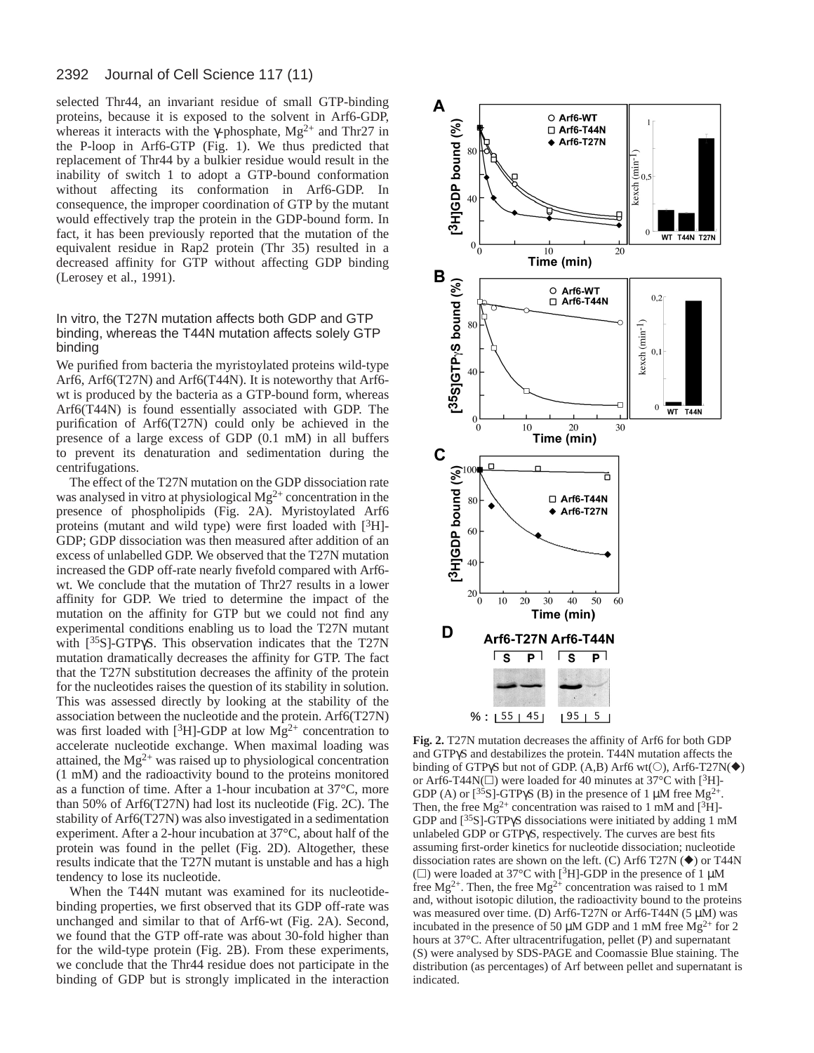selected Thr44, an invariant residue of small GTP-binding proteins, because it is exposed to the solvent in Arf6-GDP, whereas it interacts with the γ-phosphate, $Mg^{2+}$ and Thr27 in the P-loop in Arf6-GTP (Fig. 1). We thus predicted that replacement of Thr44 by a bulkier residue would result in the inability of switch 1 to adopt a GTP-bound conformation without affecting its conformation in Arf6-GDP. In consequence, the improper coordination of GTP by the mutant would effectively trap the protein in the GDP-bound form. In fact, it has been previously reported that the mutation of the equivalent residue in Rap2 protein (Thr 35) resulted in a decreased affinity for GTP without affecting GDP binding (Lerosey et al., 1991).

### In vitro, the T27N mutation affects both GDP and GTP binding, whereas the T44N mutation affects solely GTP binding

We purified from bacteria the myristoylated proteins wild-type Arf6, Arf6(T27N) and Arf6(T44N). It is noteworthy that Arf6-wt is produced by the bacteria as a GTP-bound form, whereas Arf6(T44N) is found essentially associated with GDP. The purification of Arf6(T27N) could only be achieved in the presence of a large excess of GDP (0.1 mM) in all buffers to prevent its denaturation and sedimentation during the centrifugations.

The effect of the T27N mutation on the GDP dissociation rate was analysed in vitro at physiological $Mg^{2+}$ concentration in the presence of phospholipids (Fig. 2A). Myristoylated Arf6 proteins (mutant and wild type) were first loaded with [$^{3}$H]-GDP; GDP dissociation was then measured after addition of an excess of unlabelled GDP. We observed that the T27N mutation increased the GDP off-rate nearly fivefold compared with Arf6-wt. We conclude that the mutation of Thr27 results in a lower affinity for GDP. We tried to determine the impact of the mutation on the affinity for GTP but we could not find any experimental conditions enabling us to load the T27N mutant with [$^{35}$S]-GTPγS. This observation indicates that the T27N mutation dramatically decreases the affinity for GTP. The fact that the T27N substitution decreases the affinity of the protein for the nucleotides raises the question of its stability in solution. This was assessed directly by looking at the stability of the association between the nucleotide and the protein. Arf6(T27N) was first loaded with [$^{3}$H]-GDP at low $Mg^{2+}$ concentration to accelerate nucleotide exchange. When maximal loading was attained, the $Mg^{2+}$ was raised up to physiological concentration (1 mM) and the radioactivity bound to the proteins monitored as a function of time. After a 1-hour incubation at 37°C, more than 50% of Arf6(T27N) had lost its nucleotide (Fig. 2C). The stability of Arf6(T27N) was also investigated in a sedimentation experiment. After a 2-hour incubation at 37°C, about half of the protein was found in the pellet (Fig. 2D). Altogether, these results indicate that the T27N mutant is unstable and has a high tendency to lose its nucleotide.

When the T44N mutant was examined for its nucleotide-binding properties, we first observed that its GDP off-rate was unchanged and similar to that of Arf6-wt (Fig. 2A). Second, we found that the GTP off-rate was about 30-fold higher than for the wild-type protein (Fig. 2B). From these experiments, we conclude that the Thr44 residue does not participate in the binding of GDP but is strongly implicated in the interaction

**Fig. 2.** T27N mutation decreases the affinity of Arf6 for both GDP and GTPγS and destabilizes the protein. T44N mutation affects the binding of GTPγS but not of GDP. (A,B) Arf6 wt(○), Arf6-T27N(◆) or Arf6-T44N(□) were loaded for 40 minutes at 37°C with [$^{3}$H]-GDP (A) or [$^{35}$S]-GTPγS (B) in the presence of 1 μM free $Mg^{2+}$. Then, the free $Mg^{2+}$ concentration was raised to 1 mM and [$^{3}$H]-GDP and [$^{35}$S]-GTPγS dissociations were initiated by adding 1 mM unlabeled GDP or GTPγS, respectively. The curves are best fits assuming first-order kinetics for nucleotide dissociation; nucleotide dissociation rates are shown on the left. (C) Arf6 T27N (◆) or T44N (□) were loaded at 37°C with [$^{3}$H]-GDP in the presence of 1 μM free $Mg^{2+}$. Then, the free $Mg^{2+}$ concentration was raised to 1 mM and, without isotopic dilution, the radioactivity bound to the proteins was measured over time. (D) Arf6-T27N or Arf6-T44N (5 μM) was incubated in the presence of 50 μM GDP and 1 mM free $Mg^{2+}$ for 2 hours at 37°C. After ultracentrifugation, pellet (P) and supernatant (S) were analysed by SDS-PAGE and Coomassie Blue staining. The distribution (as percentages) of Arf between pellet and supernatant is indicated.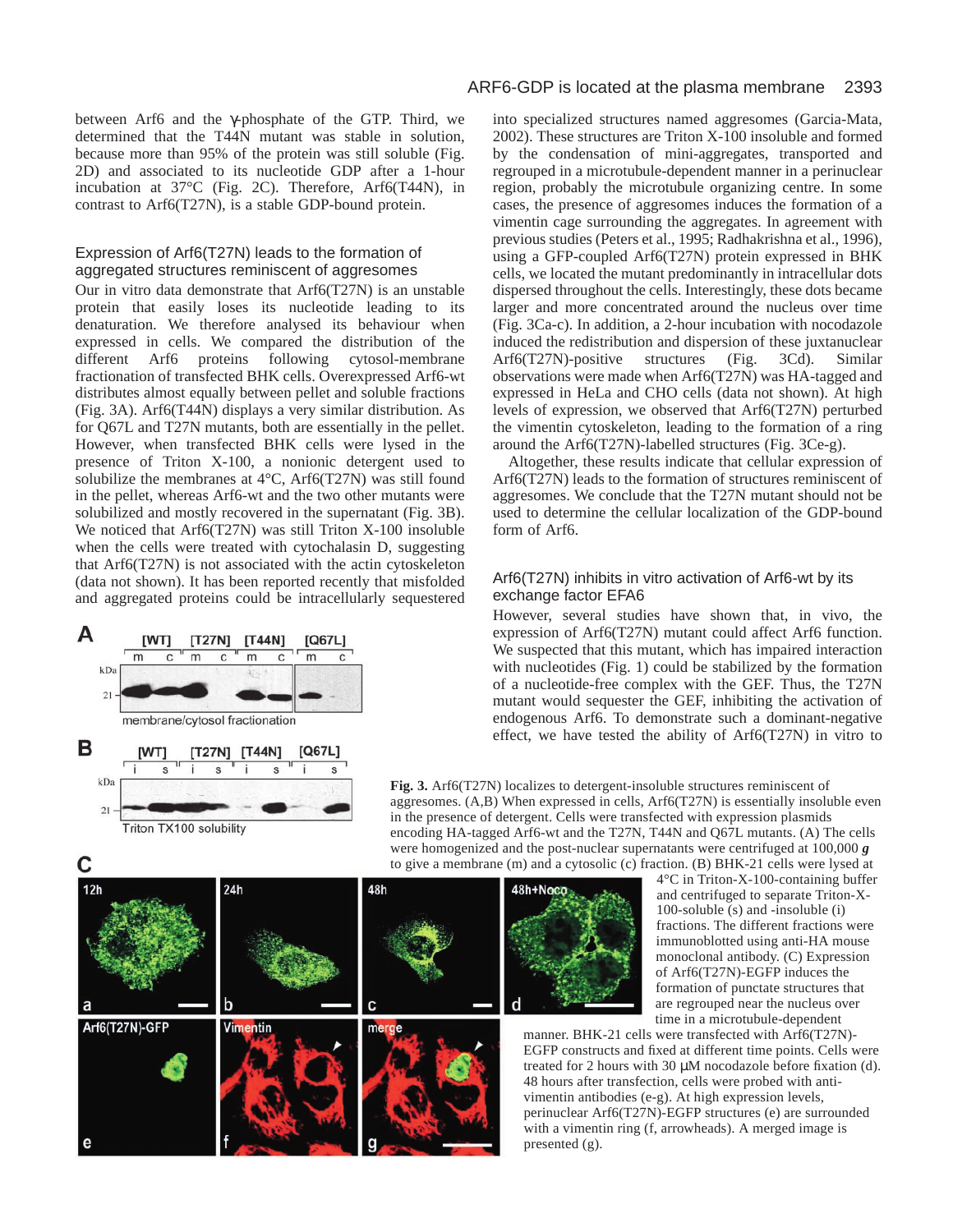between Arf6 and the γ-phosphate of the GTP. Third, we determined that the T44N mutant was stable in solution, because more than 95% of the protein was still soluble (Fig. 2D) and associated to its nucleotide GDP after a 1-hour incubation at 37°C (Fig. 2C). Therefore, Arf6(T44N), in contrast to Arf6(T27N), is a stable GDP-bound protein.

### Expression of Arf6(T27N) leads to the formation of aggregated structures reminiscent of aggresomes

Our in vitro data demonstrate that Arf6(T27N) is an unstable protein that easily loses its nucleotide leading to its denaturation. We therefore analysed its behaviour when expressed in cells. We compared the distribution of the different Arf6 proteins following cytosol-membrane fractionation of transfected BHK cells. Overexpressed Arf6-wt distributes almost equally between pellet and soluble fractions (Fig. 3A). Arf6(T44N) displays a very similar distribution. As for Q67L and T27N mutants, both are essentially in the pellet. However, when transfected BHK cells were lysed in the presence of Triton X-100, a nonionic detergent used to solubilize the membranes at 4°C, Arf6(T27N) was still found in the pellet, whereas Arf6-wt and the two other mutants were solubilized and mostly recovered in the supernatant (Fig. 3B). We noticed that Arf6(T27N) was still Triton X-100 insoluble when the cells were treated with cytochalasin D, suggesting that Arf6(T27N) is not associated with the actin cytoskeleton (data not shown). It has been reported recently that misfolded and aggregated proteins could be intracellularly sequestered into specialized structures named aggresomes (Garcia-Mata, 2002). These structures are Triton X-100 insoluble and formed by the condensation of mini-aggregates, transported and regrouped in a microtubule-dependent manner in a perinuclear region, probably the microtubule organizing centre. In some cases, the presence of aggresomes induces the formation of a vimentin cage surrounding the aggregates. In agreement with previous studies (Peters et al., 1995; Radhakrishna et al., 1996), using a GFP-coupled Arf6(T27N) protein expressed in BHK cells, we located the mutant predominantly in intracellular dots dispersed throughout the cells. Interestingly, these dots became larger and more concentrated around the nucleus over time (Fig. 3Ca-c). In addition, a 2-hour incubation with nocodazole induced the redistribution and dispersion of these juxtanuclear Arf6(T27N)-positive structures (Fig. 3Cd). Similar observations were made when Arf6(T27N) was HA-tagged and expressed in HeLa and CHO cells (data not shown). At high levels of expression, we observed that Arf6(T27N) perturbed the vimentin cytoskeleton, leading to the formation of a ring around the Arf6(T27N)-labelled structures (Fig. 3Ce-g).

Altogether, these results indicate that cellular expression of Arf6(T27N) leads to the formation of structures reminiscent of aggresomes. We conclude that the T27N mutant should not be used to determine the cellular localization of the GDP-bound form of Arf6.

### Arf6(T27N) inhibits in vitro activation of Arf6-wt by its exchange factor EFA6

However, several studies have shown that, in vivo, the expression of Arf6(T27N) mutant could affect Arf6 function. We suspected that this mutant, which has impaired interaction with nucleotides (Fig. 1) could be stabilized by the formation of a nucleotide-free complex with the GEF. Thus, the T27N mutant would sequester the GEF, inhibiting the activation of endogenous Arf6. To demonstrate such a dominant-negative effect, we have tested the ability of Arf6(T27N) in vitro to

**Fig. 3.** Arf6(T27N) localizes to detergent-insoluble structures reminiscent of aggresomes. (A,B) When expressed in cells, Arf6(T27N) is essentially insoluble even in the presence of detergent. Cells were transfected with expression plasmids encoding HA-tagged Arf6-wt and the T27N, T44N and Q67L mutants. (A) The cells were homogenized and the post-nuclear supernatants were centrifuged at 100,000 ***g*** to give a membrane (m) and a cytosolic (c) fraction. (B) BHK-21 cells were lysed at 4°C in Triton-X-100-containing buffer and centrifuged to separate Triton-X-100-soluble (s) and -insoluble (i) fractions. The different fractions were immunoblotted using anti-HA mouse monoclonal antibody. (C) Expression of Arf6(T27N)-EGFP induces the formation of punctate structures that are regrouped near the nucleus over time in a microtubule-dependent manner. BHK-21 cells were transfected with Arf6(T27N)-EGFP constructs and fixed at different time points. Cells were treated for 2 hours with 30 μM nocodazole before fixation (d). 48 hours after transfection, cells were probed with anti-vimentin antibodies (e-g). At high expression levels, perinuclear Arf6(T27N)-EGFP structures (e) are surrounded with a vimentin ring (f, arrowheads). A merged image is presented (g).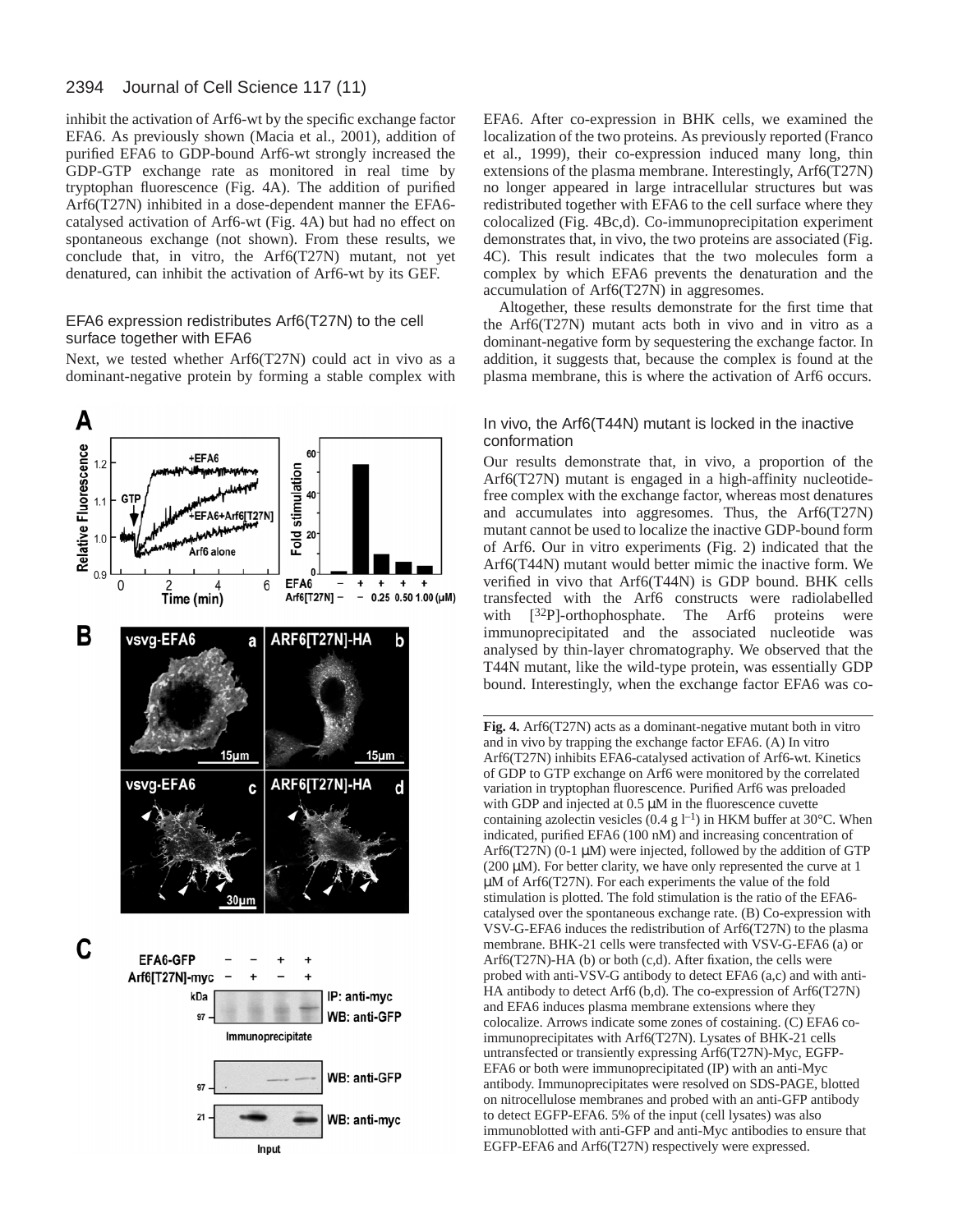inhibit the activation of Arf6-wt by the specific exchange factor EFA6. As previously shown (Macia et al., 2001), addition of purified EFA6 to GDP-bound Arf6-wt strongly increased the GDP-GTP exchange rate as monitored in real time by tryptophan fluorescence (Fig. 4A). The addition of purified Arf6(T27N) inhibited in a dose-dependent manner the EFA6-catalysed activation of Arf6-wt (Fig. 4A) but had no effect on spontaneous exchange (not shown). From these results, we conclude that, in vitro, the Arf6(T27N) mutant, not yet denatured, can inhibit the activation of Arf6-wt by its GEF.

### EFA6 expression redistributes Arf6(T27N) to the cell surface together with EFA6

Next, we tested whether Arf6(T27N) could act in vivo as a dominant-negative protein by forming a stable complex with EFA6. After co-expression in BHK cells, we examined the localization of the two proteins. As previously reported (Franco et al., 1999), their co-expression induced many long, thin extensions of the plasma membrane. Interestingly, Arf6(T27N) no longer appeared in large intracellular structures but was redistributed together with EFA6 to the cell surface where they colocalized (Fig. 4Bc,d). Co-immunoprecipitation experiment demonstrates that, in vivo, the two proteins are associated (Fig. 4C). This result indicates that the two molecules form a complex by which EFA6 prevents the denaturation and the accumulation of Arf6(T27N) in aggresomes.

Altogether, these results demonstrate for the first time that the Arf6(T27N) mutant acts both in vivo and in vitro as a dominant-negative form by sequestering the exchange factor. In addition, it suggests that, because the complex is found at the plasma membrane, this is where the activation of Arf6 occurs.

### In vivo, the Arf6(T44N) mutant is locked in the inactive conformation

Our results demonstrate that, in vivo, a proportion of the Arf6(T27N) mutant is engaged in a high-affinity nucleotide-free complex with the exchange factor, whereas most denatures and accumulates into aggresomes. Thus, the Arf6(T27N) mutant cannot be used to localize the inactive GDP-bound form of Arf6. Our in vitro experiments (Fig. 2) indicated that the Arf6(T44N) mutant would better mimic the inactive form. We verified in vivo that Arf6(T44N) is GDP bound. BHK cells transfected with the Arf6 constructs were radiolabelled with [$^{32}$P]-orthophosphate. The Arf6 proteins were immunoprecipitated and the associated nucleotide was analysed by thin-layer chromatography. We observed that the T44N mutant, like the wild-type protein, was essentially GDP bound. Interestingly, when the exchange factor EFA6 was co-

**Fig. 4.** Arf6(T27N) acts as a dominant-negative mutant both in vitro and in vivo by trapping the exchange factor EFA6. (A) In vitro Arf6(T27N) inhibits EFA6-catalysed activation of Arf6-wt. Kinetics of GDP to GTP exchange on Arf6 were monitored by the correlated variation in tryptophan fluorescence. Purified Arf6 was preloaded with GDP and injected at 0.5 μM in the fluorescence cuvette containing azolectin vesicles (0.4 g $l^{-1}$) in HKM buffer at 30°C. When indicated, purified EFA6 (100 nM) and increasing concentration of Arf6(T27N) (0-1 μM) were injected, followed by the addition of GTP (200 μM). For better clarity, we have only represented the curve at 1 μM of Arf6(T27N). For each experiments the value of the fold stimulation is plotted. The fold stimulation is the ratio of the EFA6-catalysed over the spontaneous exchange rate. (B) Co-expression with VSV-G-EFA6 induces the redistribution of Arf6(T27N) to the plasma membrane. BHK-21 cells were transfected with VSV-G-EFA6 (a) or Arf6(T27N)-HA (b) or both (c,d). After fixation, the cells were probed with anti-VSV-G antibody to detect EFA6 (a,c) and with anti-HA antibody to detect Arf6 (b,d). The co-expression of Arf6(T27N) and EFA6 induces plasma membrane extensions where they colocalize. Arrows indicate some zones of costaining. (C) EFA6 co-immunoprecipitates with Arf6(T27N). Lysates of BHK-21 cells untransfected or transiently expressing Arf6(T27N)-Myc, EGFP-EFA6 or both were immunoprecipitated (IP) with an anti-Myc antibody. Immunoprecipitates were resolved on SDS-PAGE, blotted on nitrocellulose membranes and probed with an anti-GFP antibody to detect EGFP-EFA6. 5% of the input (cell lysates) was also immunoblotted with anti-GFP and anti-Myc antibodies to ensure that EGFP-EFA6 and Arf6(T27N) respectively were expressed.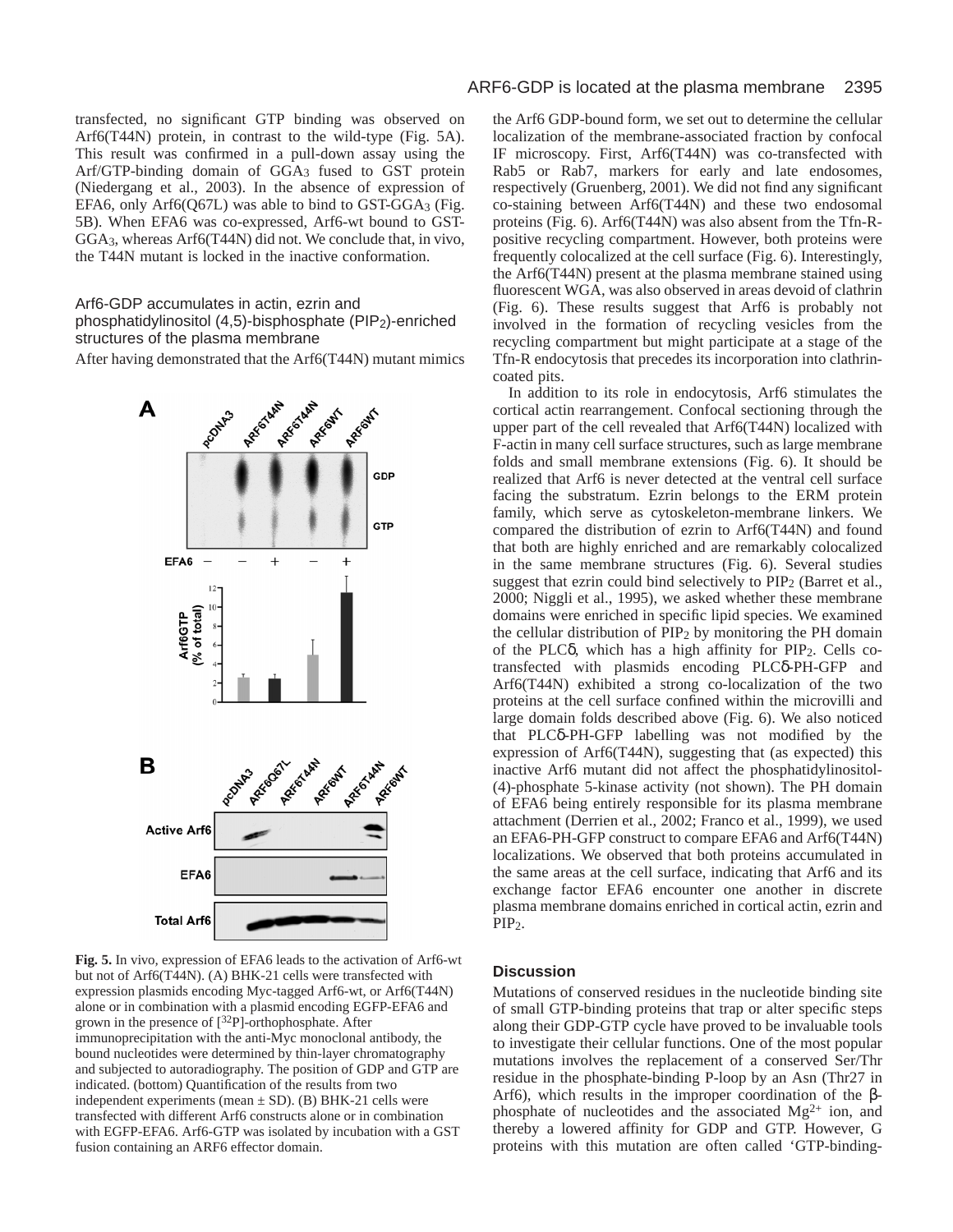transfected, no significant GTP binding was observed on Arf6(T44N) protein, in contrast to the wild-type (Fig. 5A). This result was confirmed in a pull-down assay using the Arf/GTP-binding domain of $GGA_3$ fused to GST protein (Niedergang et al., 2003). In the absence of expression of EFA6, only Arf6(Q67L) was able to bind to GST-$GGA_3$ (Fig. 5B). When EFA6 was co-expressed, Arf6-wt bound to GST-$GGA_3$, whereas Arf6(T44N) did not. We conclude that, in vivo, the T44N mutant is locked in the inactive conformation.

### Arf6-GDP accumulates in actin, ezrin and phosphatidylinositol (4,5)-bisphosphate ($PIP_2$)-enriched structures of the plasma membrane

After having demonstrated that the Arf6(T44N) mutant mimics the Arf6 GDP-bound form, we set out to determine the cellular localization of the membrane-associated fraction by confocal IF microscopy. First, Arf6(T44N) was co-transfected with Rab5 or Rab7, markers for early and late endosomes, respectively (Gruenberg, 2001). We did not find any significant co-staining between Arf6(T44N) and these two endosomal proteins (Fig. 6). Arf6(T44N) was also absent from the Tfn-R-positive recycling compartment. However, both proteins were frequently colocalized at the cell surface (Fig. 6). Interestingly, the Arf6(T44N) present at the plasma membrane stained using fluorescent WGA, was also observed in areas devoid of clathrin (Fig. 6). These results suggest that Arf6 is probably not involved in the formation of recycling vesicles from the recycling compartment but might participate at a stage of the Tfn-R endocytosis that precedes its incorporation into clathrin-coated pits.

In addition to its role in endocytosis, Arf6 stimulates the cortical actin rearrangement. Confocal sectioning through the upper part of the cell revealed that Arf6(T44N) localized with F-actin in many cell surface structures, such as large membrane folds and small membrane extensions (Fig. 6). It should be realized that Arf6 is never detected at the ventral cell surface facing the substratum. Ezrin belongs to the ERM protein family, which serve as cytoskeleton-membrane linkers. We compared the distribution of ezrin to Arf6(T44N) and found that both are highly enriched and are remarkably colocalized in the same membrane structures (Fig. 6). Several studies suggest that ezrin could bind selectively to $PIP_2$ (Barret et al., 2000; Niggli et al., 1995), we asked whether these membrane domains were enriched in specific lipid species. We examined the cellular distribution of $PIP_2$ by monitoring the PH domain of the PLCδ, which has a high affinity for $PIP_2$. Cells co-transfected with plasmids encoding PLCδ-PH-GFP and Arf6(T44N) exhibited a strong co-localization of the two proteins at the cell surface confined within the microvilli and large domain folds described above (Fig. 6). We also noticed that PLCδ-PH-GFP labelling was not modified by the expression of Arf6(T44N), suggesting that (as expected) this inactive Arf6 mutant did not affect the phosphatidylinositol-(4)-phosphate 5-kinase activity (not shown). The PH domain of EFA6 being entirely responsible for its plasma membrane attachment (Derrien et al., 2002; Franco et al., 1999), we used an EFA6-PH-GFP construct to compare EFA6 and Arf6(T44N) localizations. We observed that both proteins accumulated in the same areas at the cell surface, indicating that Arf6 and its exchange factor EFA6 encounter one another in discrete plasma membrane domains enriched in cortical actin, ezrin and $PIP_2$.

**Fig. 5.** In vivo, expression of EFA6 leads to the activation of Arf6-wt but not of Arf6(T44N). (A) BHK-21 cells were transfected with expression plasmids encoding Myc-tagged Arf6-wt, or Arf6(T44N) alone or in combination with a plasmid encoding EGFP-EFA6 and grown in the presence of [$^{32}$P]-orthophosphate. After immunoprecipitation with the anti-Myc monoclonal antibody, the bound nucleotides were determined by thin-layer chromatography and subjected to autoradiography. The position of GDP and GTP are indicated. (bottom) Quantification of the results from two independent experiments (mean ± SD). (B) BHK-21 cells were transfected with different Arf6 constructs alone or in combination with EGFP-EFA6. Arf6-GTP was isolated by incubation with a GST fusion containing an ARF6 effector domain.

## Discussion

Mutations of conserved residues in the nucleotide binding site of small GTP-binding proteins that trap or alter specific steps along their GDP-GTP cycle have proved to be invaluable tools to investigate their cellular functions. One of the most popular mutations involves the replacement of a conserved Ser/Thr residue in the phosphate-binding P-loop by an Asn (Thr27 in Arf6), which results in the improper coordination of the β-phosphate of nucleotides and the associated $Mg^{2+}$ ion, and thereby a lowered affinity for GDP and GTP. However, G proteins with this mutation are often called 'GTP-binding-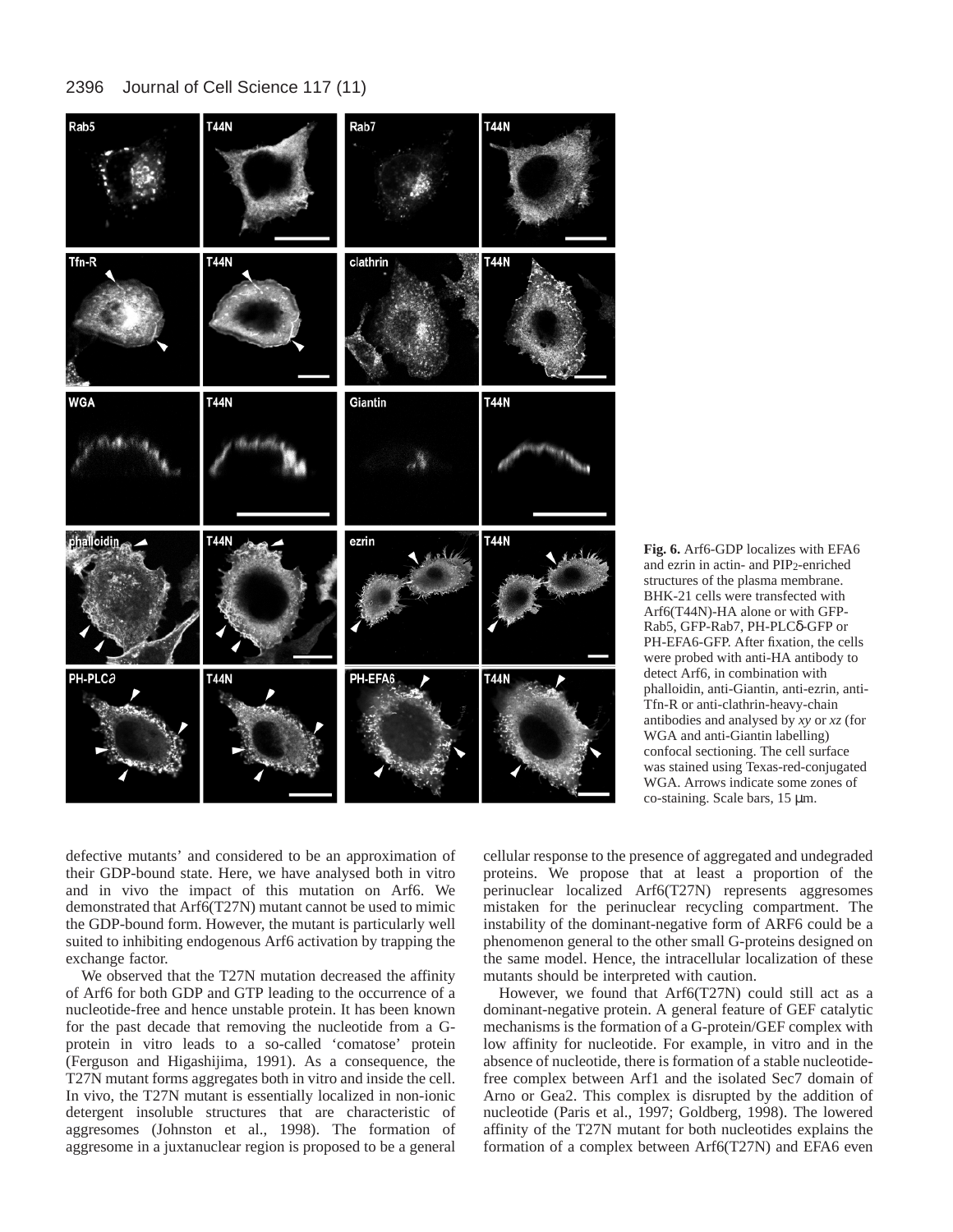**Fig. 6.** Arf6-GDP localizes with EFA6 and ezrin in actin- and $PIP_2$-enriched structures of the plasma membrane. BHK-21 cells were transfected with Arf6(T44N)-HA alone or with GFP-Rab5, GFP-Rab7, PH-PLCδ-GFP or PH-EFA6-GFP. After fixation, the cells were probed with anti-HA antibody to detect Arf6, in combination with phalloidin, anti-Giantin, anti-ezrin, anti-Tfn-R or anti-clathrin-heavy-chain antibodies and analysed by *xy* or *xz* (for WGA and anti-Giantin labelling) confocal sectioning. The cell surface was stained using Texas-red-conjugated WGA. Arrows indicate some zones of co-staining. Scale bars, 15 μm.

defective mutants' and considered to be an approximation of their GDP-bound state. Here, we have analysed both in vitro and in vivo the impact of this mutation on Arf6. We demonstrated that Arf6(T27N) mutant cannot be used to mimic the GDP-bound form. However, the mutant is particularly well suited to inhibiting endogenous Arf6 activation by trapping the exchange factor.

We observed that the T27N mutation decreased the affinity of Arf6 for both GDP and GTP leading to the occurrence of a nucleotide-free and hence unstable protein. It has been known for the past decade that removing the nucleotide from a G-protein in vitro leads to a so-called 'comatose' protein (Ferguson and Higashijima, 1991). As a consequence, the T27N mutant forms aggregates both in vitro and inside the cell. In vivo, the T27N mutant is essentially localized in non-ionic detergent insoluble structures that are characteristic of aggresomes (Johnston et al., 1998). The formation of aggresome in a juxtanuclear region is proposed to be a general cellular response to the presence of aggregated and undegraded proteins. We propose that at least a proportion of the perinuclear localized Arf6(T27N) represents aggresomes mistaken for the perinuclear recycling compartment. The instability of the dominant-negative form of ARF6 could be a phenomenon general to the other small G-proteins designed on the same model. Hence, the intracellular localization of these mutants should be interpreted with caution.

However, we found that Arf6(T27N) could still act as a dominant-negative protein. A general feature of GEF catalytic mechanisms is the formation of a G-protein/GEF complex with low affinity for nucleotide. For example, in vitro and in the absence of nucleotide, there is formation of a stable nucleotide-free complex between Arf1 and the isolated Sec7 domain of Arno or Gea2. This complex is disrupted by the addition of nucleotide (Paris et al., 1997; Goldberg, 1998). The lowered affinity of the T27N mutant for both nucleotides explains the formation of a complex between Arf6(T27N) and EFA6 even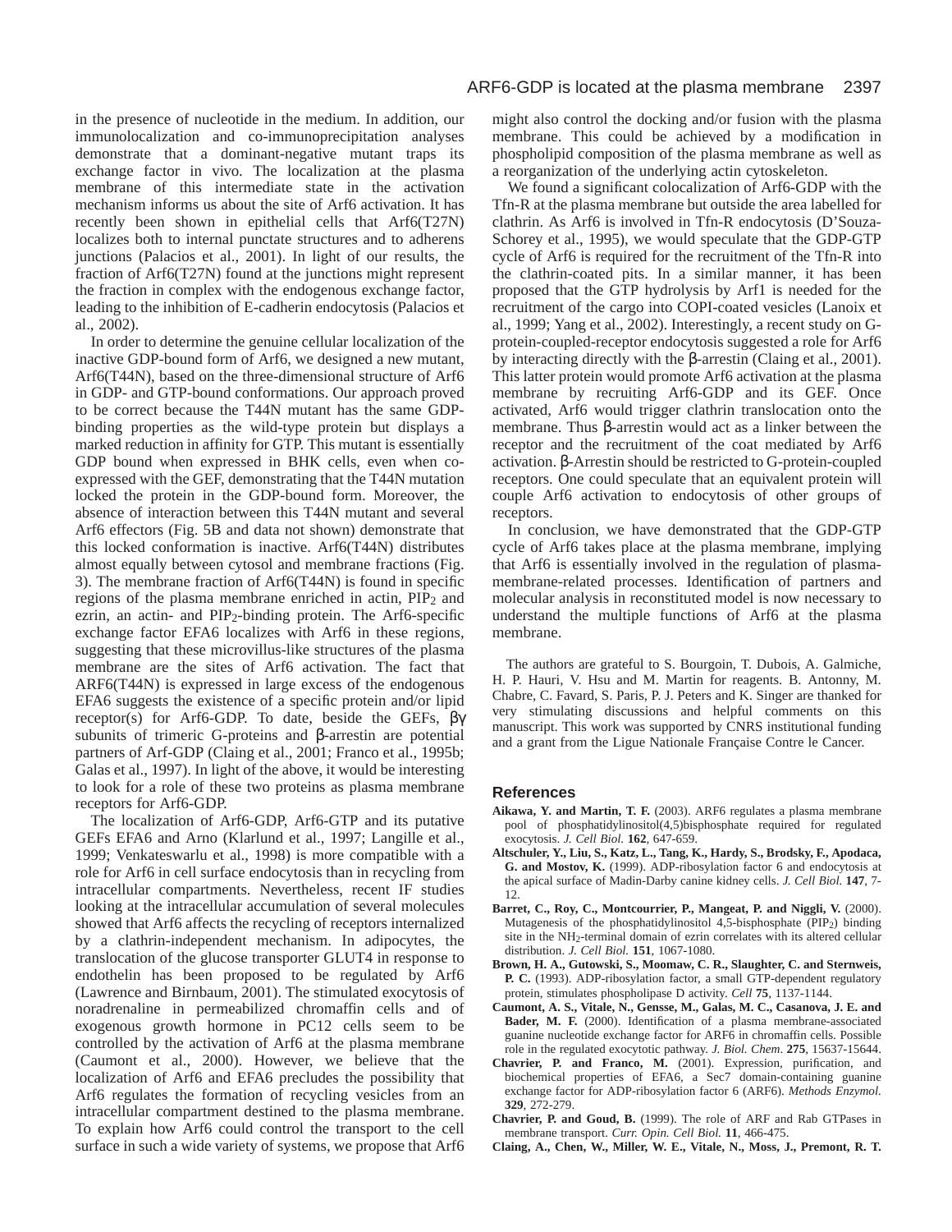in the presence of nucleotide in the medium. In addition, our immunolocalization and co-immunoprecipitation analyses demonstrate that a dominant-negative mutant traps its exchange factor in vivo. The localization at the plasma membrane of this intermediate state in the activation mechanism informs us about the site of Arf6 activation. It has recently been shown in epithelial cells that Arf6(T27N) localizes both to internal punctate structures and to adherens junctions (Palacios et al., 2001). In light of our results, the fraction of Arf6(T27N) found at the junctions might represent the fraction in complex with the endogenous exchange factor, leading to the inhibition of E-cadherin endocytosis (Palacios et al., 2002).

In order to determine the genuine cellular localization of the inactive GDP-bound form of Arf6, we designed a new mutant, Arf6(T44N), based on the three-dimensional structure of Arf6 in GDP- and GTP-bound conformations. Our approach proved to be correct because the T44N mutant has the same GDP-binding properties as the wild-type protein but displays a marked reduction in affinity for GTP. This mutant is essentially GDP bound when expressed in BHK cells, even when co-expressed with the GEF, demonstrating that the T44N mutation locked the protein in the GDP-bound form. Moreover, the absence of interaction between this T44N mutant and several Arf6 effectors (Fig. 5B and data not shown) demonstrate that this locked conformation is inactive. Arf6(T44N) distributes almost equally between cytosol and membrane fractions (Fig. 3). The membrane fraction of Arf6(T44N) is found in specific regions of the plasma membrane enriched in actin, $PIP_2$ and ezrin, an actin- and $PIP_2$-binding protein. The Arf6-specific exchange factor EFA6 localizes with Arf6 in these regions, suggesting that these microvillus-like structures of the plasma membrane are the sites of Arf6 activation. The fact that ARF6(T44N) is expressed in large excess of the endogenous EFA6 suggests the existence of a specific protein and/or lipid receptor(s) for Arf6-GDP. To date, beside the GEFs, βγ subunits of trimeric G-proteins and β-arrestin are potential partners of Arf-GDP (Claing et al., 2001; Franco et al., 1995b; Galas et al., 1997). In light of the above, it would be interesting to look for a role of these two proteins as plasma membrane receptors for Arf6-GDP.

The localization of Arf6-GDP, Arf6-GTP and its putative GEFs EFA6 and Arno (Klarlund et al., 1997; Langille et al., 1999; Venkateswarlu et al., 1998) is more compatible with a role for Arf6 in cell surface endocytosis than in recycling from intracellular compartments. Nevertheless, recent IF studies looking at the intracellular accumulation of several molecules showed that Arf6 affects the recycling of receptors internalized by a clathrin-independent mechanism. In adipocytes, the translocation of the glucose transporter GLUT4 in response to endothelin has been proposed to be regulated by Arf6 (Lawrence and Birnbaum, 2001). The stimulated exocytosis of noradrenaline in permeabilized chromaffin cells and of exogenous growth hormone in PC12 cells seem to be controlled by the activation of Arf6 at the plasma membrane (Caumont et al., 2000). However, we believe that the localization of Arf6 and EFA6 precludes the possibility that Arf6 regulates the formation of recycling vesicles from an intracellular compartment destined to the plasma membrane. To explain how Arf6 could control the transport to the cell surface in such a wide variety of systems, we propose that Arf6 might also control the docking and/or fusion with the plasma membrane. This could be achieved by a modification in phospholipid composition of the plasma membrane as well as a reorganization of the underlying actin cytoskeleton.

We found a significant colocalization of Arf6-GDP with the Tfn-R at the plasma membrane but outside the area labelled for clathrin. As Arf6 is involved in Tfn-R endocytosis (D'Souza-Schorey et al., 1995), we would speculate that the GDP-GTP cycle of Arf6 is required for the recruitment of the Tfn-R into the clathrin-coated pits. In a similar manner, it has been proposed that the GTP hydrolysis by Arf1 is needed for the recruitment of the cargo into COPI-coated vesicles (Lanoix et al., 1999; Yang et al., 2002). Interestingly, a recent study on G-protein-coupled-receptor endocytosis suggested a role for Arf6 by interacting directly with the β-arrestin (Claing et al., 2001). This latter protein would promote Arf6 activation at the plasma membrane by recruiting Arf6-GDP and its GEF. Once activated, Arf6 would trigger clathrin translocation onto the membrane. Thus β-arrestin would act as a linker between the receptor and the recruitment of the coat mediated by Arf6 activation. β-Arrestin should be restricted to G-protein-coupled receptors. One could speculate that an equivalent protein will couple Arf6 activation to endocytosis of other groups of receptors.

In conclusion, we have demonstrated that the GDP-GTP cycle of Arf6 takes place at the plasma membrane, implying that Arf6 is essentially involved in the regulation of plasma-membrane-related processes. Identification of partners and molecular analysis in reconstituted model is now necessary to understand the multiple functions of Arf6 at the plasma membrane.

The authors are grateful to S. Bourgoin, T. Dubois, A. Galmiche, H. P. Hauri, V. Hsu and M. Martin for reagents. B. Antonny, M. Chabre, C. Favard, S. Paris, P. J. Peters and K. Singer are thanked for very stimulating discussions and helpful comments on this manuscript. This work was supported by CNRS institutional funding and a grant from the Ligue Nationale Française Contre le Cancer.

## References

**Aikawa, Y. and Martin, T. F.** (2003). ARF6 regulates a plasma membrane pool of phosphatidylinositol(4,5)bisphosphate required for regulated exocytosis. *J. Cell Biol.* **162**, 647-659.

**Altschuler, Y., Liu, S., Katz, L., Tang, K., Hardy, S., Brodsky, F., Apodaca, G. and Mostov, K.** (1999). ADP-ribosylation factor 6 and endocytosis at the apical surface of Madin-Darby canine kidney cells. *J. Cell Biol.* **147**, 7-12.

**Barret, C., Roy, C., Montcourrier, P., Mangeat, P. and Niggli, V.** (2000). Mutagenesis of the phosphatidylinositol 4,5-bisphosphate ($PIP_2$) binding site in the $NH_2$-terminal domain of ezrin correlates with its altered cellular distribution. *J. Cell Biol.* **151**, 1067-1080.

**Brown, H. A., Gutowski, S., Moomaw, C. R., Slaughter, C. and Sternweis, P. C.** (1993). ADP-ribosylation factor, a small GTP-dependent regulatory protein, stimulates phospholipase D activity. *Cell* **75**, 1137-1144.

**Caumont, A. S., Vitale, N., Gensse, M., Galas, M. C., Casanova, J. E. and Bader, M. F.** (2000). Identification of a plasma membrane-associated guanine nucleotide exchange factor for ARF6 in chromaffin cells. Possible role in the regulated exocytotic pathway. *J. Biol. Chem.* **275**, 15637-15644.

**Chavrier, P. and Franco, M.** (2001). Expression, purification, and biochemical properties of EFA6, a Sec7 domain-containing guanine exchange factor for ADP-ribosylation factor 6 (ARF6). *Methods Enzymol.* **329**, 272-279.

**Chavrier, P. and Goud, B.** (1999). The role of ARF and Rab GTPases in membrane transport. *Curr. Opin. Cell Biol.* **11**, 466-475.

**Claing, A., Chen, W., Miller, W. E., Vitale, N., Moss, J., Premont, R. T.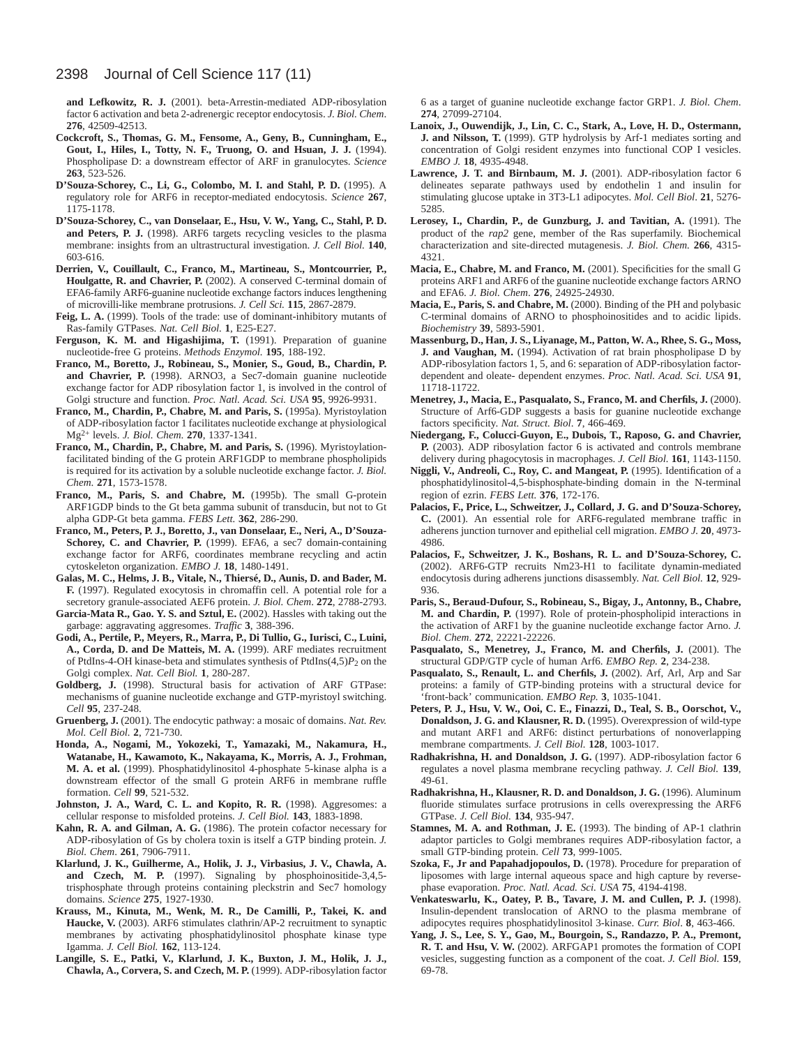**and Lefkowitz, R. J.** (2001). beta-Arrestin-mediated ADP-ribosylation factor 6 activation and beta 2-adrenergic receptor endocytosis. *J. Biol. Chem.* **276**, 42509-42513.

**Cockcroft, S., Thomas, G. M., Fensome, A., Geny, B., Cunningham, E., Gout, I., Hiles, I., Totty, N. F., Truong, O. and Hsuan, J. J.** (1994). Phospholipase D: a downstream effector of ARF in granulocytes. *Science* **263**, 523-526.

**D'Souza-Schorey, C., Li, G., Colombo, M. I. and Stahl, P. D.** (1995). A regulatory role for ARF6 in receptor-mediated endocytosis. *Science* **267**, 1175-1178.

**D'Souza-Schorey, C., van Donselaar, E., Hsu, V. W., Yang, C., Stahl, P. D. and Peters, P. J.** (1998). ARF6 targets recycling vesicles to the plasma membrane: insights from an ultrastructural investigation. *J. Cell Biol.* **140**, 603-616.

**Derrien, V., Couillault, C., Franco, M., Martineau, S., Montcourrier, P., Houlgatte, R. and Chavrier, P.** (2002). A conserved C-terminal domain of EFA6-family ARF6-guanine nucleotide exchange factors induces lengthening of microvilli-like membrane protrusions. *J. Cell Sci.* **115**, 2867-2879.

**Feig, L. A.** (1999). Tools of the trade: use of dominant-inhibitory mutants of Ras-family GTPases. *Nat. Cell Biol.* **1**, E25-E27.

**Ferguson, K. M. and Higashijima, T.** (1991). Preparation of guanine nucleotide-free G proteins. *Methods Enzymol.* **195**, 188-192.

**Franco, M., Boretto, J., Robineau, S., Monier, S., Goud, B., Chardin, P. and Chavrier, P.** (1998). ARNO3, a Sec7-domain guanine nucleotide exchange factor for ADP ribosylation factor 1, is involved in the control of Golgi structure and function. *Proc. Natl. Acad. Sci. USA* **95**, 9926-9931.

**Franco, M., Chardin, P., Chabre, M. and Paris, S.** (1995a). Myristoylation of ADP-ribosylation factor 1 facilitates nucleotide exchange at physiological $Mg^{2+}$ levels. *J. Biol. Chem.* **270**, 1337-1341.

**Franco, M., Chardin, P., Chabre, M. and Paris, S.** (1996). Myristoylation-facilitated binding of the G protein ARF1GDP to membrane phospholipids is required for its activation by a soluble nucleotide exchange factor. *J. Biol. Chem.* **271**, 1573-1578.

**Franco, M., Paris, S. and Chabre, M.** (1995b). The small G-protein ARF1GDP binds to the Gt beta gamma subunit of transducin, but not to Gt alpha GDP-Gt beta gamma. *FEBS Lett.* **362**, 286-290.

**Franco, M., Peters, P. J., Boretto, J., van Donselaar, E., Neri, A., D'Souza-Schorey, C. and Chavrier, P.** (1999). EFA6, a sec7 domain-containing exchange factor for ARF6, coordinates membrane recycling and actin cytoskeleton organization. *EMBO J.* **18**, 1480-1491.

**Galas, M. C., Helms, J. B., Vitale, N., Thiersé, D., Aunis, D. and Bader, M. F.** (1997). Regulated exocytosis in chromaffin cell. A potential role for a secretory granule-associated AEF6 protein. *J. Biol. Chem.* **272**, 2788-2793.

**Garcia-Mata R., Gao. Y. S. and Sztul, E.** (2002). Hassles with taking out the garbage: aggravating aggresomes. *Traffic* **3**, 388-396.

**Godi, A., Pertile, P., Meyers, R., Marra, P., Di Tullio, G., Iurisci, C., Luini, A., Corda, D. and De Matteis, M. A.** (1999). ARF mediates recruitment of PtdIns-4-OH kinase-beta and stimulates synthesis of PtdIns(4,5)$P_2$ on the Golgi complex. *Nat. Cell Biol.* **1**, 280-287.

**Goldberg, J.** (1998). Structural basis for activation of ARF GTPase: mechanisms of guanine nucleotide exchange and GTP-myristoyl switching. *Cell* **95**, 237-248.

**Gruenberg, J.** (2001). The endocytic pathway: a mosaic of domains. *Nat. Rev. Mol. Cell Biol.* **2**, 721-730.

**Honda, A., Nogami, M., Yokozeki, T., Yamazaki, M., Nakamura, H., Watanabe, H., Kawamoto, K., Nakayama, K., Morris, A. J., Frohman, M. A. et al.** (1999). Phosphatidylinositol 4-phosphate 5-kinase alpha is a downstream effector of the small G protein ARF6 in membrane ruffle formation. *Cell* **99**, 521-532.

**Johnston, J. A., Ward, C. L. and Kopito, R. R.** (1998). Aggresomes: a cellular response to misfolded proteins. *J. Cell Biol.* **143**, 1883-1898.

**Kahn, R. A. and Gilman, A. G.** (1986). The protein cofactor necessary for ADP-ribosylation of Gs by cholera toxin is itself a GTP binding protein. *J. Biol. Chem.* **261**, 7906-7911.

**Klarlund, J. K., Guilherme, A., Holik, J. J., Virbasius, J. V., Chawla, A. and Czech, M. P.** (1997). Signaling by phosphoinositide-3,4,5-trisphosphate through proteins containing pleckstrin and Sec7 homology domains. *Science* **275**, 1927-1930.

**Krauss, M., Kinuta, M., Wenk, M. R., De Camilli, P., Takei, K. and Haucke, V.** (2003). ARF6 stimulates clathrin/AP-2 recruitment to synaptic membranes by activating phosphatidylinositol phosphate kinase type Igamma. *J. Cell Biol.* **162**, 113-124.

**Langille, S. E., Patki, V., Klarlund, J. K., Buxton, J. M., Holik, J. J., Chawla, A., Corvera, S. and Czech, M. P.** (1999). ADP-ribosylation factor 6 as a target of guanine nucleotide exchange factor GRP1. *J. Biol. Chem.* **274**, 27099-27104.

**Lanoix, J., Ouwendijk, J., Lin, C. C., Stark, A., Love, H. D., Ostermann, J. and Nilsson, T.** (1999). GTP hydrolysis by Arf-1 mediates sorting and concentration of Golgi resident enzymes into functional COP I vesicles. *EMBO J.* **18**, 4935-4948.

**Lawrence, J. T. and Birnbaum, M. J.** (2001). ADP-ribosylation factor 6 delineates separate pathways used by endothelin 1 and insulin for stimulating glucose uptake in 3T3-L1 adipocytes. *Mol. Cell Biol.* **21**, 5276-5285.

**Lerosey, I., Chardin, P., de Gunzburg, J. and Tavitian, A.** (1991). The product of the *rap2* gene, member of the Ras superfamily. Biochemical characterization and site-directed mutagenesis. *J. Biol. Chem.* **266**, 4315-4321.

**Macia, E., Chabre, M. and Franco, M.** (2001). Specificities for the small G proteins ARF1 and ARF6 of the guanine nucleotide exchange factors ARNO and EFA6. *J. Biol. Chem.* **276**, 24925-24930.

**Macia, E., Paris, S. and Chabre, M.** (2000). Binding of the PH and polybasic C-terminal domains of ARNO to phosphoinositides and to acidic lipids. *Biochemistry* **39**, 5893-5901.

**Massenburg, D., Han, J. S., Liyanage, M., Patton, W. A., Rhee, S. G., Moss, J. and Vaughan, M.** (1994). Activation of rat brain phospholipase D by ADP-ribosylation factors 1, 5, and 6: separation of ADP-ribosylation factor-dependent and oleate- dependent enzymes. *Proc. Natl. Acad. Sci. USA* **91**, 11718-11722.

**Menetrey, J., Macia, E., Pasqualato, S., Franco, M. and Cherfils, J.** (2000). Structure of Arf6-GDP suggests a basis for guanine nucleotide exchange factors specificity. *Nat. Struct. Biol.* **7**, 466-469.

**Niedergang, F., Colucci-Guyon, E., Dubois, T., Raposo, G. and Chavrier, P.** (2003). ADP ribosylation factor 6 is activated and controls membrane delivery during phagocytosis in macrophages. *J. Cell Biol.* **161**, 1143-1150.

**Niggli, V., Andreoli, C., Roy, C. and Mangeat, P.** (1995). Identification of a phosphatidylinositol-4,5-bisphosphate-binding domain in the N-terminal region of ezrin. *FEBS Lett.* **376**, 172-176.

**Palacios, F., Price, L., Schweitzer, J., Collard, J. G. and D'Souza-Schorey, C.** (2001). An essential role for ARF6-regulated membrane traffic in adherens junction turnover and epithelial cell migration. *EMBO J.* **20**, 4973-4986.

**Palacios, F., Schweitzer, J. K., Boshans, R. L. and D'Souza-Schorey, C.** (2002). ARF6-GTP recruits Nm23-H1 to facilitate dynamin-mediated endocytosis during adherens junctions disassembly. *Nat. Cell Biol.* **12**, 929-936.

**Paris, S., Beraud-Dufour, S., Robineau, S., Bigay, J., Antonny, B., Chabre, M. and Chardin, P.** (1997). Role of protein-phospholipid interactions in the activation of ARF1 by the guanine nucleotide exchange factor Arno. *J. Biol. Chem.* **272**, 22221-22226.

**Pasqualato, S., Menetrey, J., Franco, M. and Cherfils, J.** (2001). The structural GDP/GTP cycle of human Arf6. *EMBO Rep.* **2**, 234-238.

**Pasqualato, S., Renault, L. and Cherfils, J.** (2002). Arf, Arl, Arp and Sar proteins: a family of GTP-binding proteins with a structural device for 'front-back' communication. *EMBO Rep.* **3**, 1035-1041.

**Peters, P. J., Hsu, V. W., Ooi, C. E., Finazzi, D., Teal, S. B., Oorschot, V., Donaldson, J. G. and Klausner, R. D.** (1995). Overexpression of wild-type and mutant ARF1 and ARF6: distinct perturbations of nonoverlapping membrane compartments. *J. Cell Biol.* **128**, 1003-1017.

**Radhakrishna, H. and Donaldson, J. G.** (1997). ADP-ribosylation factor 6 regulates a novel plasma membrane recycling pathway. *J. Cell Biol.* **139**, 49-61.

**Radhakrishna, H., Klausner, R. D. and Donaldson, J. G.** (1996). Aluminum fluoride stimulates surface protrusions in cells overexpressing the ARF6 GTPase. *J. Cell Biol.* **134**, 935-947.

**Stamnes, M. A. and Rothman, J. E.** (1993). The binding of AP-1 clathrin adaptor particles to Golgi membranes requires ADP-ribosylation factor, a small GTP-binding protein. *Cell* **73**, 999-1005.

**Szoka, F., Jr and Papahadjopoulos, D.** (1978). Procedure for preparation of liposomes with large internal aqueous space and high capture by reverse-phase evaporation. *Proc. Natl. Acad. Sci. USA* **75**, 4194-4198.

**Venkateswarlu, K., Oatey, P. B., Tavare, J. M. and Cullen, P. J.** (1998). Insulin-dependent translocation of ARNO to the plasma membrane of adipocytes requires phosphatidylinositol 3-kinase. *Curr. Biol.* **8**, 463-466.

**Yang, J. S., Lee, S. Y., Gao, M., Bourgoin, S., Randazzo, P. A., Premont, R. T. and Hsu, V. W.** (2002). ARFGAP1 promotes the formation of COPI vesicles, suggesting function as a component of the coat. *J. Cell Biol.* **159**, 69-78.